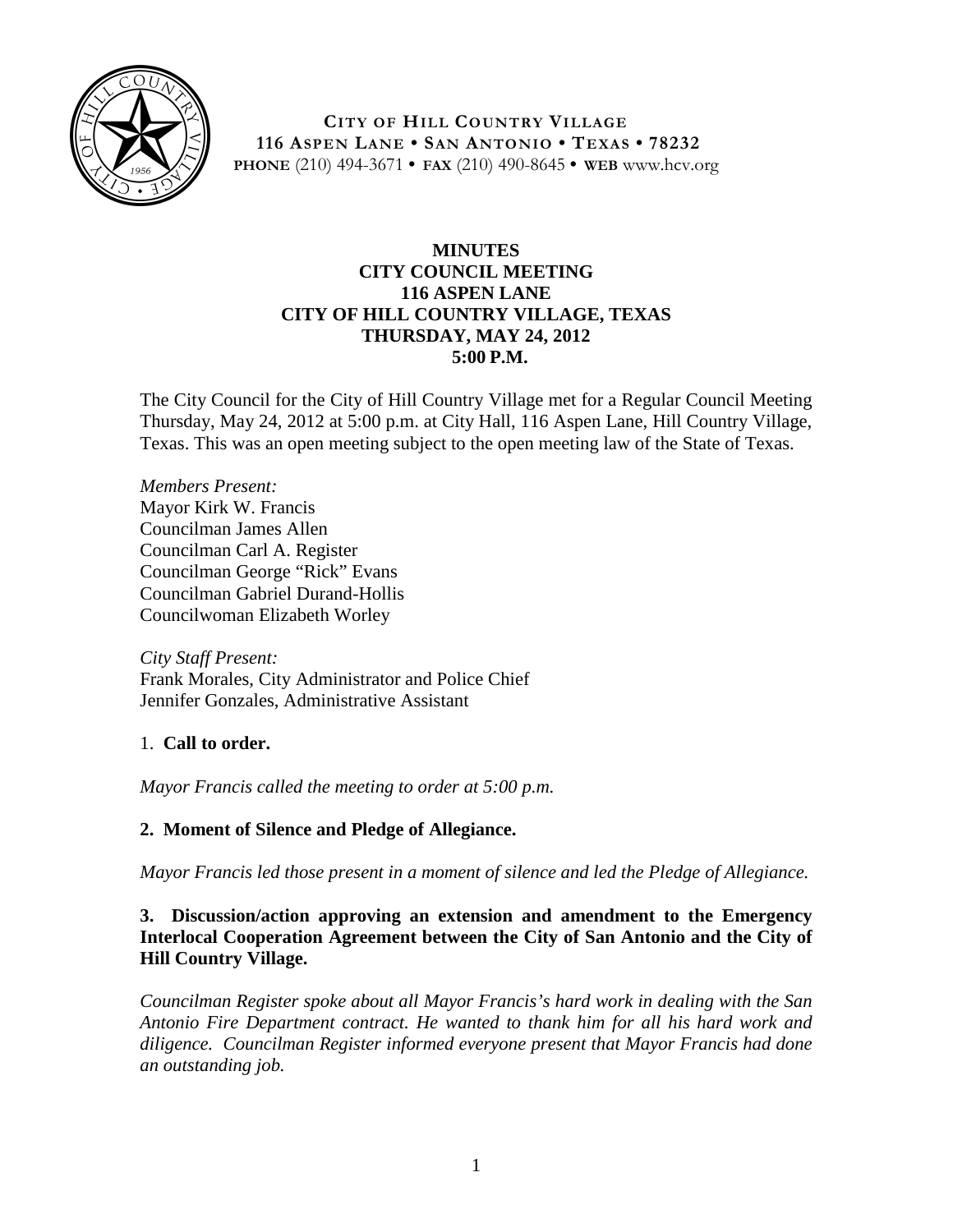**CITY OF HILL COUNTRY VILLAGE**
**116 ASPEN LANE • SAN ANTONIO • TEXAS • 78232**
**PHONE** (210) 494-3671 • **FAX** (210) 490-8645 • **WEB** www.hcv.org

# MINUTES
## CITY COUNCIL MEETING
## 116 ASPEN LANE
## CITY OF HILL COUNTRY VILLAGE, TEXAS
## THURSDAY, MAY 24, 2012
## 5:00 P.M.

The City Council for the City of Hill Country Village met for a Regular Council Meeting Thursday, May 24, 2012 at 5:00 p.m. at City Hall, 116 Aspen Lane, Hill Country Village, Texas. This was an open meeting subject to the open meeting law of the State of Texas.

*Members Present:*
Mayor Kirk W. Francis
Councilman James Allen
Councilman Carl A. Register
Councilman George "Rick" Evans
Councilman Gabriel Durand-Hollis
Councilwoman Elizabeth Worley

*City Staff Present:*
Frank Morales, City Administrator and Police Chief
Jennifer Gonzales, Administrative Assistant

1. **Call to order.**

*Mayor Francis called the meeting to order at 5:00 p.m.*

**2. Moment of Silence and Pledge of Allegiance.**

*Mayor Francis led those present in a moment of silence and led the Pledge of Allegiance.*

**3. Discussion/action approving an extension and amendment to the Emergency Interlocal Cooperation Agreement between the City of San Antonio and the City of Hill Country Village.**

*Councilman Register spoke about all Mayor Francis's hard work in dealing with the San Antonio Fire Department contract. He wanted to thank him for all his hard work and diligence. Councilman Register informed everyone present that Mayor Francis had done an outstanding job.*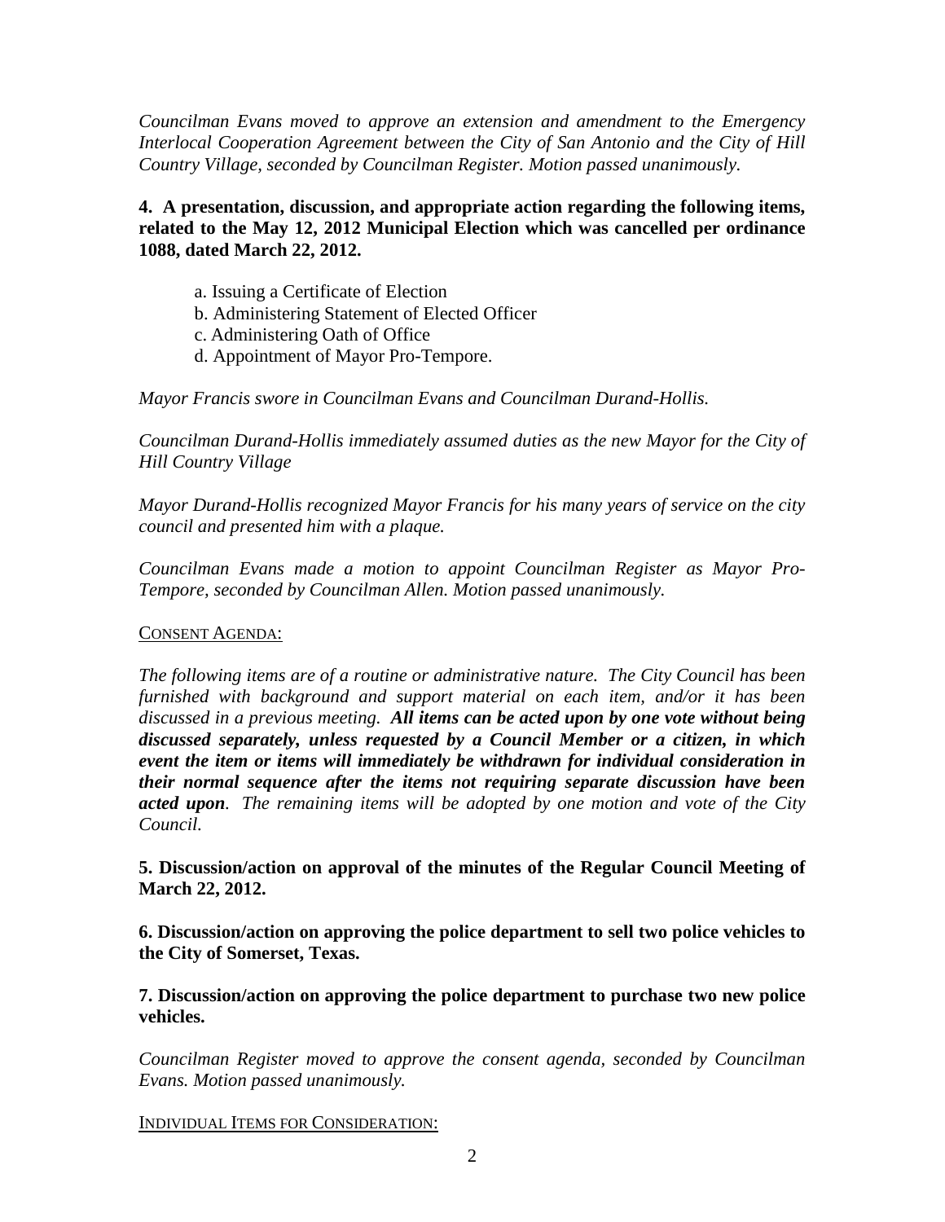*Councilman Evans moved to approve an extension and amendment to the Emergency Interlocal Cooperation Agreement between the City of San Antonio and the City of Hill Country Village, seconded by Councilman Register. Motion passed unanimously.*

**4. A presentation, discussion, and appropriate action regarding the following items, related to the May 12, 2012 Municipal Election which was cancelled per ordinance 1088, dated March 22, 2012.**

a. Issuing a Certificate of Election
b. Administering Statement of Elected Officer
c. Administering Oath of Office
d. Appointment of Mayor Pro-Tempore.

*Mayor Francis swore in Councilman Evans and Councilman Durand-Hollis.*

*Councilman Durand-Hollis immediately assumed duties as the new Mayor for the City of Hill Country Village*

*Mayor Durand-Hollis recognized Mayor Francis for his many years of service on the city council and presented him with a plaque.*

*Councilman Evans made a motion to appoint Councilman Register as Mayor Pro-Tempore, seconded by Councilman Allen. Motion passed unanimously.*

CONSENT AGENDA:

*The following items are of a routine or administrative nature. The City Council has been furnished with background and support material on each item, and/or it has been discussed in a previous meeting.* ***All items can be acted upon by one vote without being discussed separately, unless requested by a Council Member or a citizen, in which event the item or items will immediately be withdrawn for individual consideration in their normal sequence after the items not requiring separate discussion have been acted upon****. The remaining items will be adopted by one motion and vote of the City Council.*

**5. Discussion/action on approval of the minutes of the Regular Council Meeting of March 22, 2012.**

**6. Discussion/action on approving the police department to sell two police vehicles to the City of Somerset, Texas.**

**7. Discussion/action on approving the police department to purchase two new police vehicles.**

*Councilman Register moved to approve the consent agenda, seconded by Councilman Evans. Motion passed unanimously.*

INDIVIDUAL ITEMS FOR CONSIDERATION: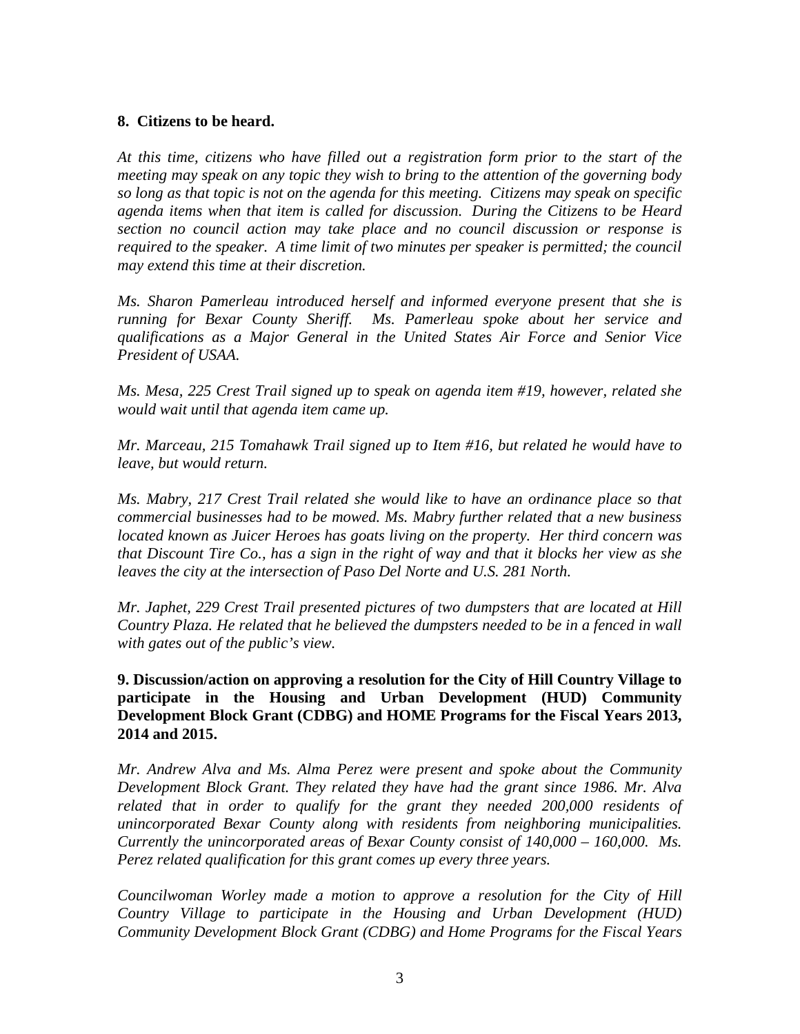**8. Citizens to be heard.**

*At this time, citizens who have filled out a registration form prior to the start of the meeting may speak on any topic they wish to bring to the attention of the governing body so long as that topic is not on the agenda for this meeting. Citizens may speak on specific agenda items when that item is called for discussion. During the Citizens to be Heard section no council action may take place and no council discussion or response is required to the speaker. A time limit of two minutes per speaker is permitted; the council may extend this time at their discretion.*

*Ms. Sharon Pamerleau introduced herself and informed everyone present that she is running for Bexar County Sheriff. Ms. Pamerleau spoke about her service and qualifications as a Major General in the United States Air Force and Senior Vice President of USAA.*

*Ms. Mesa, 225 Crest Trail signed up to speak on agenda item #19, however, related she would wait until that agenda item came up.*

*Mr. Marceau, 215 Tomahawk Trail signed up to Item #16, but related he would have to leave, but would return.*

*Ms. Mabry, 217 Crest Trail related she would like to have an ordinance place so that commercial businesses had to be mowed. Ms. Mabry further related that a new business located known as Juicer Heroes has goats living on the property. Her third concern was that Discount Tire Co., has a sign in the right of way and that it blocks her view as she leaves the city at the intersection of Paso Del Norte and U.S. 281 North.*

*Mr. Japhet, 229 Crest Trail presented pictures of two dumpsters that are located at Hill Country Plaza. He related that he believed the dumpsters needed to be in a fenced in wall with gates out of the public's view.*

**9. Discussion/action on approving a resolution for the City of Hill Country Village to participate in the Housing and Urban Development (HUD) Community Development Block Grant (CDBG) and HOME Programs for the Fiscal Years 2013, 2014 and 2015.**

*Mr. Andrew Alva and Ms. Alma Perez were present and spoke about the Community Development Block Grant. They related they have had the grant since 1986. Mr. Alva related that in order to qualify for the grant they needed 200,000 residents of unincorporated Bexar County along with residents from neighboring municipalities. Currently the unincorporated areas of Bexar County consist of 140,000 – 160,000. Ms. Perez related qualification for this grant comes up every three years.*

*Councilwoman Worley made a motion to approve a resolution for the City of Hill Country Village to participate in the Housing and Urban Development (HUD) Community Development Block Grant (CDBG) and Home Programs for the Fiscal Years*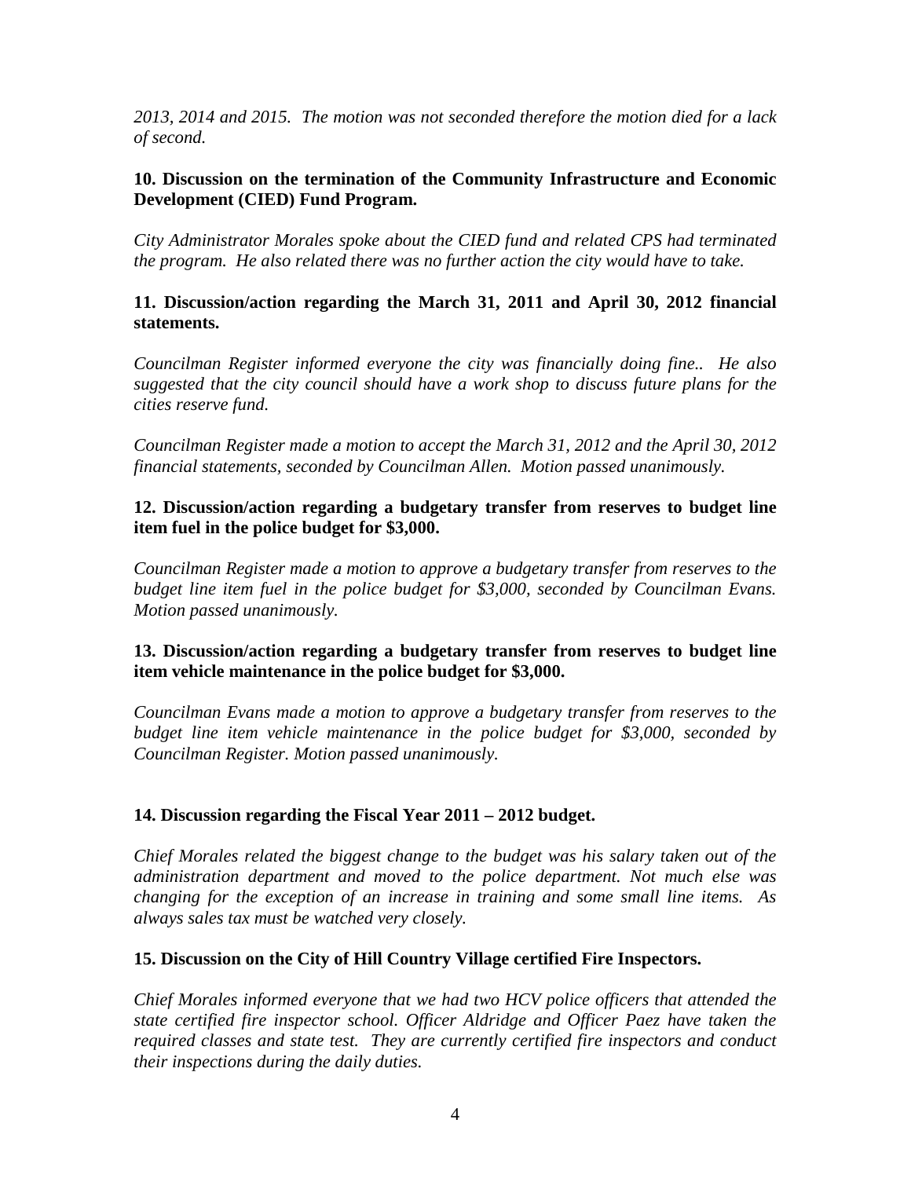*2013, 2014 and 2015. The motion was not seconded therefore the motion died for a lack of second.*

**10. Discussion on the termination of the Community Infrastructure and Economic Development (CIED) Fund Program.**

*City Administrator Morales spoke about the CIED fund and related CPS had terminated the program. He also related there was no further action the city would have to take.*

**11. Discussion/action regarding the March 31, 2011 and April 30, 2012 financial statements.**

*Councilman Register informed everyone the city was financially doing fine.. He also suggested that the city council should have a work shop to discuss future plans for the cities reserve fund.*

*Councilman Register made a motion to accept the March 31, 2012 and the April 30, 2012 financial statements, seconded by Councilman Allen. Motion passed unanimously.*

**12. Discussion/action regarding a budgetary transfer from reserves to budget line item fuel in the police budget for $3,000.**

*Councilman Register made a motion to approve a budgetary transfer from reserves to the budget line item fuel in the police budget for $3,000, seconded by Councilman Evans. Motion passed unanimously.*

**13. Discussion/action regarding a budgetary transfer from reserves to budget line item vehicle maintenance in the police budget for $3,000.**

*Councilman Evans made a motion to approve a budgetary transfer from reserves to the budget line item vehicle maintenance in the police budget for $3,000, seconded by Councilman Register. Motion passed unanimously.*

**14. Discussion regarding the Fiscal Year 2011 – 2012 budget.**

*Chief Morales related the biggest change to the budget was his salary taken out of the administration department and moved to the police department. Not much else was changing for the exception of an increase in training and some small line items. As always sales tax must be watched very closely.*

**15. Discussion on the City of Hill Country Village certified Fire Inspectors.**

*Chief Morales informed everyone that we had two HCV police officers that attended the state certified fire inspector school. Officer Aldridge and Officer Paez have taken the required classes and state test. They are currently certified fire inspectors and conduct their inspections during the daily duties.*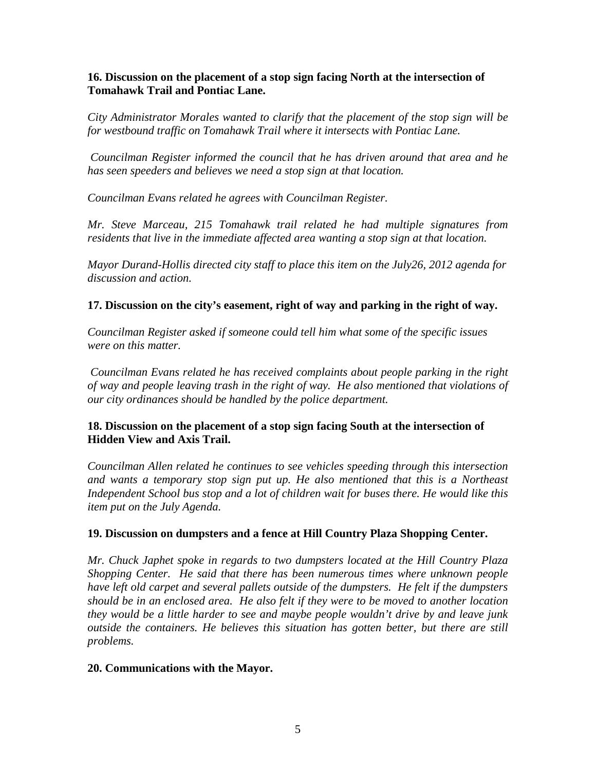**16. Discussion on the placement of a stop sign facing North at the intersection of Tomahawk Trail and Pontiac Lane.**

*City Administrator Morales wanted to clarify that the placement of the stop sign will be for westbound traffic on Tomahawk Trail where it intersects with Pontiac Lane.*

*Councilman Register informed the council that he has driven around that area and he has seen speeders and believes we need a stop sign at that location.*

*Councilman Evans related he agrees with Councilman Register.*

*Mr. Steve Marceau, 215 Tomahawk trail related he had multiple signatures from residents that live in the immediate affected area wanting a stop sign at that location.*

*Mayor Durand-Hollis directed city staff to place this item on the July26, 2012 agenda for discussion and action.*

**17. Discussion on the city's easement, right of way and parking in the right of way.**

*Councilman Register asked if someone could tell him what some of the specific issues were on this matter.*

*Councilman Evans related he has received complaints about people parking in the right of way and people leaving trash in the right of way. He also mentioned that violations of our city ordinances should be handled by the police department.*

**18. Discussion on the placement of a stop sign facing South at the intersection of Hidden View and Axis Trail.**

*Councilman Allen related he continues to see vehicles speeding through this intersection and wants a temporary stop sign put up. He also mentioned that this is a Northeast Independent School bus stop and a lot of children wait for buses there. He would like this item put on the July Agenda.*

**19. Discussion on dumpsters and a fence at Hill Country Plaza Shopping Center.**

*Mr. Chuck Japhet spoke in regards to two dumpsters located at the Hill Country Plaza Shopping Center. He said that there has been numerous times where unknown people have left old carpet and several pallets outside of the dumpsters. He felt if the dumpsters should be in an enclosed area. He also felt if they were to be moved to another location they would be a little harder to see and maybe people wouldn't drive by and leave junk outside the containers. He believes this situation has gotten better, but there are still problems.*

**20. Communications with the Mayor.**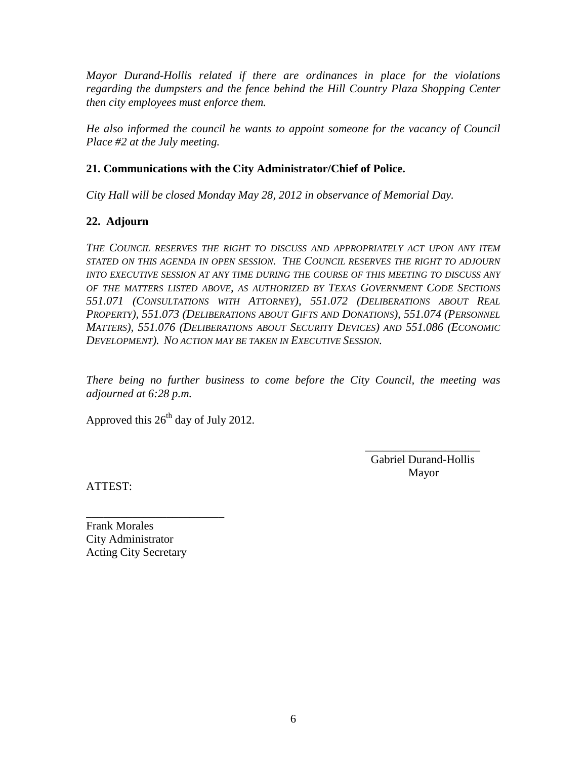*Mayor Durand-Hollis related if there are ordinances in place for the violations regarding the dumpsters and the fence behind the Hill Country Plaza Shopping Center then city employees must enforce them.*

*He also informed the council he wants to appoint someone for the vacancy of Council Place #2 at the July meeting.*

**21. Communications with the City Administrator/Chief of Police.**

*City Hall will be closed Monday May 28, 2012 in observance of Memorial Day.*

**22. Adjourn**

*THE COUNCIL RESERVES THE RIGHT TO DISCUSS AND APPROPRIATELY ACT UPON ANY ITEM STATED ON THIS AGENDA IN OPEN SESSION. THE COUNCIL RESERVES THE RIGHT TO ADJOURN INTO EXECUTIVE SESSION AT ANY TIME DURING THE COURSE OF THIS MEETING TO DISCUSS ANY OF THE MATTERS LISTED ABOVE, AS AUTHORIZED BY TEXAS GOVERNMENT CODE SECTIONS 551.071 (CONSULTATIONS WITH ATTORNEY), 551.072 (DELIBERATIONS ABOUT REAL PROPERTY), 551.073 (DELIBERATIONS ABOUT GIFTS AND DONATIONS), 551.074 (PERSONNEL MATTERS), 551.076 (DELIBERATIONS ABOUT SECURITY DEVICES) AND 551.086 (ECONOMIC DEVELOPMENT). NO ACTION MAY BE TAKEN IN EXECUTIVE SESSION.*

*There being no further business to come before the City Council, the meeting was adjourned at 6:28 p.m.*

Approved this 26th day of July 2012.

\_\_\_\_\_\_\_\_\_\_\_\_\_\_\_\_\_\_\_\_
Gabriel Durand-Hollis
Mayor

ATTEST:

\_\_\_\_\_\_\_\_\_\_\_\_\_\_\_\_\_\_\_\_\_\_\_\_
Frank Morales
City Administrator
Acting City Secretary